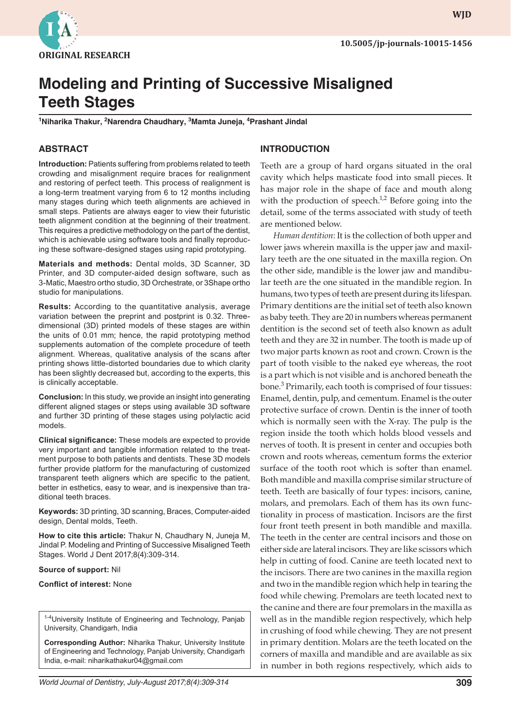ORIGINAL RESEARCH

# Modeling and Printing of Successive Misaligned Teeth Stages

[1]Niharika Thakur, [2]Narendra Chaudhary, [3]Mamta Juneja, [4]Prashant Jindal

## ABSTRACT

**Introduction:** Patients suffering from problems related to teeth crowding and misalignment require braces for realignment and restoring of perfect teeth. This process of realignment is a long-term treatment varying from 6 to 12 months including many stages during which teeth alignments are achieved in small steps. Patients are always eager to view their futuristic teeth alignment condition at the beginning of their treatment. This requires a predictive methodology on the part of the dentist, which is achievable using software tools and finally reproducing these software-designed stages using rapid prototyping.

**Materials and methods:** Dental molds, 3D Scanner, 3D Printer, and 3D computer-aided design software, such as 3-Matic, Maestro ortho studio, 3D Orchestrate, or 3Shape ortho studio for manipulations.

**Results:** According to the quantitative analysis, average variation between the preprint and postprint is 0.32. Three-dimensional (3D) printed models of these stages are within the units of 0.01 mm; hence, the rapid prototyping method supplements automation of the complete procedure of teeth alignment. Whereas, qualitative analysis of the scans after printing shows little-distorted boundaries due to which clarity has been slightly decreased but, according to the experts, this is clinically acceptable.

**Conclusion:** In this study, we provide an insight into generating different aligned stages or steps using available 3D software and further 3D printing of these stages using polylactic acid models.

**Clinical significance:** These models are expected to provide very important and tangible information related to the treatment purpose to both patients and dentists. These 3D models further provide platform for the manufacturing of customized transparent teeth aligners which are specific to the patient, better in esthetics, easy to wear, and is inexpensive than traditional teeth braces.

**Keywords:** 3D printing, 3D scanning, Braces, Computer-aided design, Dental molds, Teeth.

**How to cite this article:** Thakur N, Chaudhary N, Juneja M, Jindal P. Modeling and Printing of Successive Misaligned Teeth Stages. World J Dent 2017;8(4):309-314.

**Source of support:** Nil

**Conflict of interest:** None

[1-4]University Institute of Engineering and Technology, Panjab University, Chandigarh, India

**Corresponding Author:** Niharika Thakur, University Institute of Engineering and Technology, Panjab University, Chandigarh India, e-mail: niharikathakur04@gmail.com

## INTRODUCTION

Teeth are a group of hard organs situated in the oral cavity which helps masticate food into small pieces. It has major role in the shape of face and mouth along with the production of speech.[1,2] Before going into the detail, some of the terms associated with study of teeth are mentioned below.

*Human dentition*: It is the collection of both upper and lower jaws wherein maxilla is the upper jaw and maxillary teeth are the one situated in the maxilla region. On the other side, mandible is the lower jaw and mandibular teeth are the one situated in the mandible region. In humans, two types of teeth are present during its lifespan. Primary dentitions are the initial set of teeth also known as baby teeth. They are 20 in numbers whereas permanent dentition is the second set of teeth also known as adult teeth and they are 32 in number. The tooth is made up of two major parts known as root and crown. Crown is the part of tooth visible to the naked eye whereas, the root is a part which is not visible and is anchored beneath the bone.[3] Primarily, each tooth is comprised of four tissues: Enamel, dentin, pulp, and cementum. Enamel is the outer protective surface of crown. Dentin is the inner of tooth which is normally seen with the X-ray. The pulp is the region inside the tooth which holds blood vessels and nerves of tooth. It is present in center and occupies both crown and roots whereas, cementum forms the exterior surface of the tooth root which is softer than enamel. Both mandible and maxilla comprise similar structure of teeth. Teeth are basically of four types: incisors, canine, molars, and premolars. Each of them has its own functionality in process of mastication. Incisors are the first four front teeth present in both mandible and maxilla. The teeth in the center are central incisors and those on either side are lateral incisors. They are like scissors which help in cutting of food. Canine are teeth located next to the incisors. There are two canines in the maxilla region and two in the mandible region which help in tearing the food while chewing. Premolars are teeth located next to the canine and there are four premolars in the maxilla as well as in the mandible region respectively, which help in crushing of food while chewing. They are not present in primary dentition. Molars are the teeth located on the corners of maxilla and mandible and are available as six in number in both regions respectively, which aids to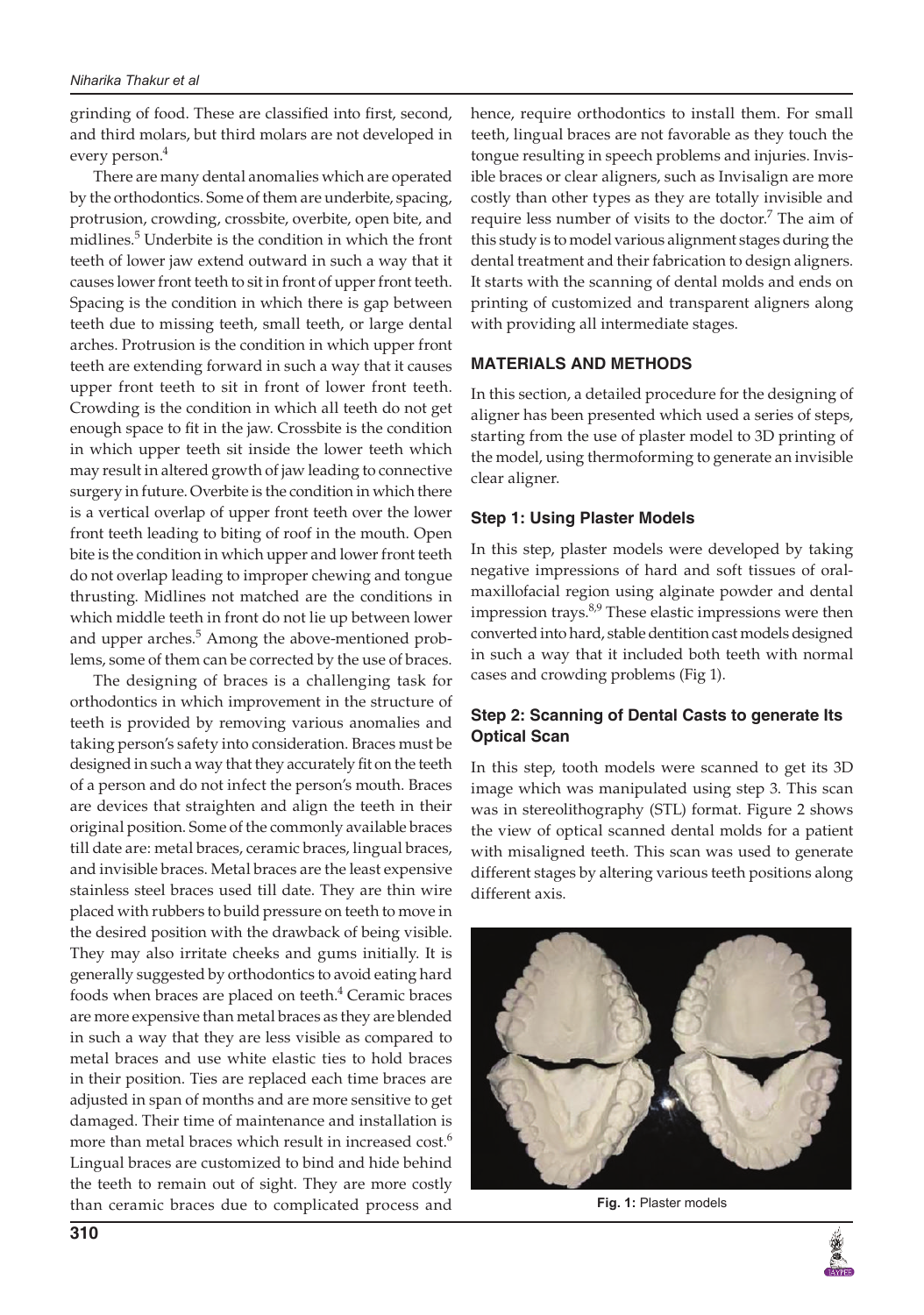grinding of food. These are classified into first, second, and third molars, but third molars are not developed in every person.[4]

There are many dental anomalies which are operated by the orthodontics. Some of them are underbite, spacing, protrusion, crowding, crossbite, overbite, open bite, and midlines.[5] Underbite is the condition in which the front teeth of lower jaw extend outward in such a way that it causes lower front teeth to sit in front of upper front teeth. Spacing is the condition in which there is gap between teeth due to missing teeth, small teeth, or large dental arches. Protrusion is the condition in which upper front teeth are extending forward in such a way that it causes upper front teeth to sit in front of lower front teeth. Crowding is the condition in which all teeth do not get enough space to fit in the jaw. Crossbite is the condition in which upper teeth sit inside the lower teeth which may result in altered growth of jaw leading to connective surgery in future. Overbite is the condition in which there is a vertical overlap of upper front teeth over the lower front teeth leading to biting of roof in the mouth. Open bite is the condition in which upper and lower front teeth do not overlap leading to improper chewing and tongue thrusting. Midlines not matched are the conditions in which middle teeth in front do not lie up between lower and upper arches.[5] Among the above-mentioned problems, some of them can be corrected by the use of braces.

The designing of braces is a challenging task for orthodontics in which improvement in the structure of teeth is provided by removing various anomalies and taking person's safety into consideration. Braces must be designed in such a way that they accurately fit on the teeth of a person and do not infect the person's mouth. Braces are devices that straighten and align the teeth in their original position. Some of the commonly available braces till date are: metal braces, ceramic braces, lingual braces, and invisible braces. Metal braces are the least expensive stainless steel braces used till date. They are thin wire placed with rubbers to build pressure on teeth to move in the desired position with the drawback of being visible. They may also irritate cheeks and gums initially. It is generally suggested by orthodontics to avoid eating hard foods when braces are placed on teeth.[4] Ceramic braces are more expensive than metal braces as they are blended in such a way that they are less visible as compared to metal braces and use white elastic ties to hold braces in their position. Ties are replaced each time braces are adjusted in span of months and are more sensitive to get damaged. Their time of maintenance and installation is more than metal braces which result in increased cost.[6] Lingual braces are customized to bind and hide behind the teeth to remain out of sight. They are more costly than ceramic braces due to complicated process and hence, require orthodontics to install them. For small teeth, lingual braces are not favorable as they touch the tongue resulting in speech problems and injuries. Invisible braces or clear aligners, such as Invisalign are more costly than other types as they are totally invisible and require less number of visits to the doctor.[7] The aim of this study is to model various alignment stages during the dental treatment and their fabrication to design aligners. It starts with the scanning of dental molds and ends on printing of customized and transparent aligners along with providing all intermediate stages.

## MATERIALS AND METHODS

In this section, a detailed procedure for the designing of aligner has been presented which used a series of steps, starting from the use of plaster model to 3D printing of the model, using thermoforming to generate an invisible clear aligner.

### Step 1: Using Plaster Models

In this step, plaster models were developed by taking negative impressions of hard and soft tissues of oral-maxillofacial region using alginate powder and dental impression trays.[8,9] These elastic impressions were then converted into hard, stable dentition cast models designed in such a way that it included both teeth with normal cases and crowding problems (Fig 1).

### Step 2: Scanning of Dental Casts to generate Its Optical Scan

In this step, tooth models were scanned to get its 3D image which was manipulated using step 3. This scan was in stereolithography (STL) format. Figure 2 shows the view of optical scanned dental molds for a patient with misaligned teeth. This scan was used to generate different stages by altering various teeth positions along different axis.

**Fig. 1:** Plaster models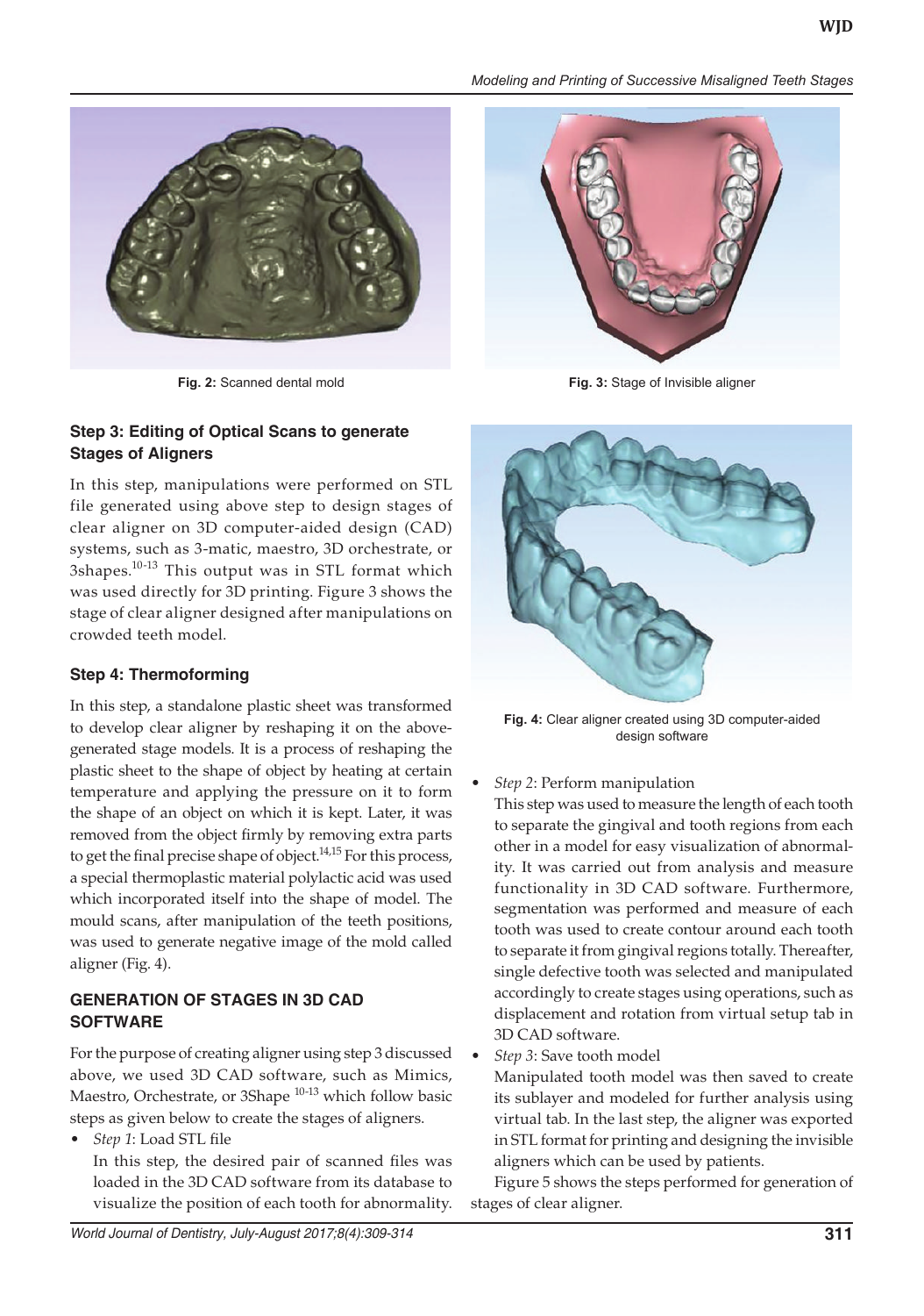Fig. 2: Scanned dental mold

Fig. 3: Stage of Invisible aligner

### Step 3: Editing of Optical Scans to generate Stages of Aligners

In this step, manipulations were performed on STL file generated using above step to design stages of clear aligner on 3D computer-aided design (CAD) systems, such as 3-matic, maestro, 3D orchestrate, or 3shapes.[10-13] This output was in STL format which was used directly for 3D printing. Figure 3 shows the stage of clear aligner designed after manipulations on crowded teeth model.

### Step 4: Thermoforming

In this step, a standalone plastic sheet was transformed to develop clear aligner by reshaping it on the above-generated stage models. It is a process of reshaping the plastic sheet to the shape of object by heating at certain temperature and applying the pressure on it to form the shape of an object on which it is kept. Later, it was removed from the object firmly by removing extra parts to get the final precise shape of object.[14,15] For this process, a special thermoplastic material polylactic acid was used which incorporated itself into the shape of model. The mould scans, after manipulation of the teeth positions, was used to generate negative image of the mold called aligner (Fig. 4).

Fig. 4: Clear aligner created using 3D computer-aided design software

## GENERATION OF STAGES IN 3D CAD SOFTWARE

For the purpose of creating aligner using step 3 discussed above, we used 3D CAD software, such as Mimics, Maestro, Orchestrate, or 3Shape [10-13] which follow basic steps as given below to create the stages of aligners.

- *Step 1*: Load STL file

  In this step, the desired pair of scanned files was loaded in the 3D CAD software from its database to visualize the position of each tooth for abnormality.

- *Step 2*: Perform manipulation

  This step was used to measure the length of each tooth to separate the gingival and tooth regions from each other in a model for easy visualization of abnormality. It was carried out from analysis and measure functionality in 3D CAD software. Furthermore, segmentation was performed and measure of each tooth was used to create contour around each tooth to separate it from gingival regions totally. Thereafter, single defective tooth was selected and manipulated accordingly to create stages using operations, such as displacement and rotation from virtual setup tab in 3D CAD software.

- *Step 3*: Save tooth model

  Manipulated tooth model was then saved to create its sublayer and modeled for further analysis using virtual tab. In the last step, the aligner was exported in STL format for printing and designing the invisible aligners which can be used by patients.

Figure 5 shows the steps performed for generation of stages of clear aligner.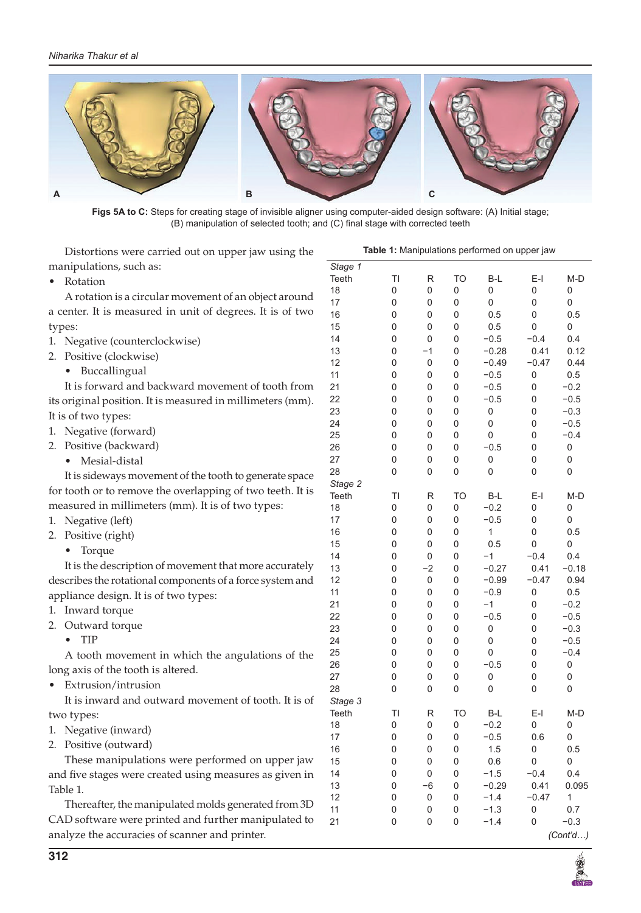Figs 5A to C: Steps for creating stage of invisible aligner using computer-aided design software: (A) Initial stage; (B) manipulation of selected tooth; and (C) final stage with corrected teeth

Distortions were carried out on upper jaw using the manipulations, such as:

- Rotation

A rotation is a circular movement of an object around a center. It is measured in unit of degrees. It is of two types:

1. Negative (counterclockwise)
2. Positive (clockwise)

- Buccallingual

It is forward and backward movement of tooth from its original position. It is measured in millimeters (mm). It is of two types:

1. Negative (forward)
2. Positive (backward)

- Mesial-distal

It is sideways movement of the tooth to generate space for tooth or to remove the overlapping of two teeth. It is measured in millimeters (mm). It is of two types:

1. Negative (left)
2. Positive (right)

- Torque

It is the description of movement that more accurately describes the rotational components of a force system and appliance design. It is of two types:

1. Inward torque
2. Outward torque

- TIP

A tooth movement in which the angulations of the long axis of the tooth is altered.

- Extrusion/intrusion

It is inward and outward movement of tooth. It is of two types:

1. Negative (inward)
2. Positive (outward)

These manipulations were performed on upper jaw and five stages were created using measures as given in Table 1.

Thereafter, the manipulated molds generated from 3D CAD software were printed and further manipulated to analyze the accuracies of scanner and printer.

**Table 1:** Manipulations performed on upper jaw

| *Stage 1* | | | | | | |
|---|---|---|---|---|---|---|
| Teeth | TI | R | TO | B-L | E-I | M-D |
| 18 | 0 | 0 | 0 | 0 | 0 | 0 |
| 17 | 0 | 0 | 0 | 0 | 0 | 0 |
| 16 | 0 | 0 | 0 | 0.5 | 0 | 0.5 |
| 15 | 0 | 0 | 0 | 0.5 | 0 | 0 |
| 14 | 0 | 0 | 0 | −0.5 | −0.4 | 0.4 |
| 13 | 0 | −1 | 0 | −0.28 | 0.41 | 0.12 |
| 12 | 0 | 0 | 0 | −0.49 | −0.47 | 0.44 |
| 11 | 0 | 0 | 0 | −0.5 | 0 | 0.5 |
| 21 | 0 | 0 | 0 | −0.5 | 0 | −0.2 |
| 22 | 0 | 0 | 0 | −0.5 | 0 | −0.5 |
| 23 | 0 | 0 | 0 | 0 | 0 | −0.3 |
| 24 | 0 | 0 | 0 | 0 | 0 | −0.5 |
| 25 | 0 | 0 | 0 | 0 | 0 | −0.4 |
| 26 | 0 | 0 | 0 | −0.5 | 0 | 0 |
| 27 | 0 | 0 | 0 | 0 | 0 | 0 |
| 28 | 0 | 0 | 0 | 0 | 0 | 0 |
| *Stage 2* | | | | | | |
| Teeth | TI | R | TO | B-L | E-I | M-D |
| 18 | 0 | 0 | 0 | −0.2 | 0 | 0 |
| 17 | 0 | 0 | 0 | −0.5 | 0 | 0 |
| 16 | 0 | 0 | 0 | 1 | 0 | 0.5 |
| 15 | 0 | 0 | 0 | 0.5 | 0 | 0 |
| 14 | 0 | 0 | 0 | −1 | −0.4 | 0.4 |
| 13 | 0 | −2 | 0 | −0.27 | 0.41 | −0.18 |
| 12 | 0 | 0 | 0 | −0.99 | −0.47 | 0.94 |
| 11 | 0 | 0 | 0 | −0.9 | 0 | 0.5 |
| 21 | 0 | 0 | 0 | −1 | 0 | −0.2 |
| 22 | 0 | 0 | 0 | −0.5 | 0 | −0.5 |
| 23 | 0 | 0 | 0 | 0 | 0 | −0.3 |
| 24 | 0 | 0 | 0 | 0 | 0 | −0.5 |
| 25 | 0 | 0 | 0 | 0 | 0 | −0.4 |
| 26 | 0 | 0 | 0 | −0.5 | 0 | 0 |
| 27 | 0 | 0 | 0 | 0 | 0 | 0 |
| 28 | 0 | 0 | 0 | 0 | 0 | 0 |
| *Stage 3* | | | | | | |
| Teeth | TI | R | TO | B-L | E-I | M-D |
| 18 | 0 | 0 | 0 | −0.2 | 0 | 0 |
| 17 | 0 | 0 | 0 | −0.5 | 0.6 | 0 |
| 16 | 0 | 0 | 0 | 1.5 | 0 | 0.5 |
| 15 | 0 | 0 | 0 | 0.6 | 0 | 0 |
| 14 | 0 | 0 | 0 | −1.5 | −0.4 | 0.4 |
| 13 | 0 | −6 | 0 | −0.29 | 0.41 | 0.095 |
| 12 | 0 | 0 | 0 | −1.4 | −0.47 | 1 |
| 11 | 0 | 0 | 0 | −1.3 | 0 | 0.7 |
| 21 | 0 | 0 | 0 | −1.4 | 0 | −0.3 |

*(Cont'd…)*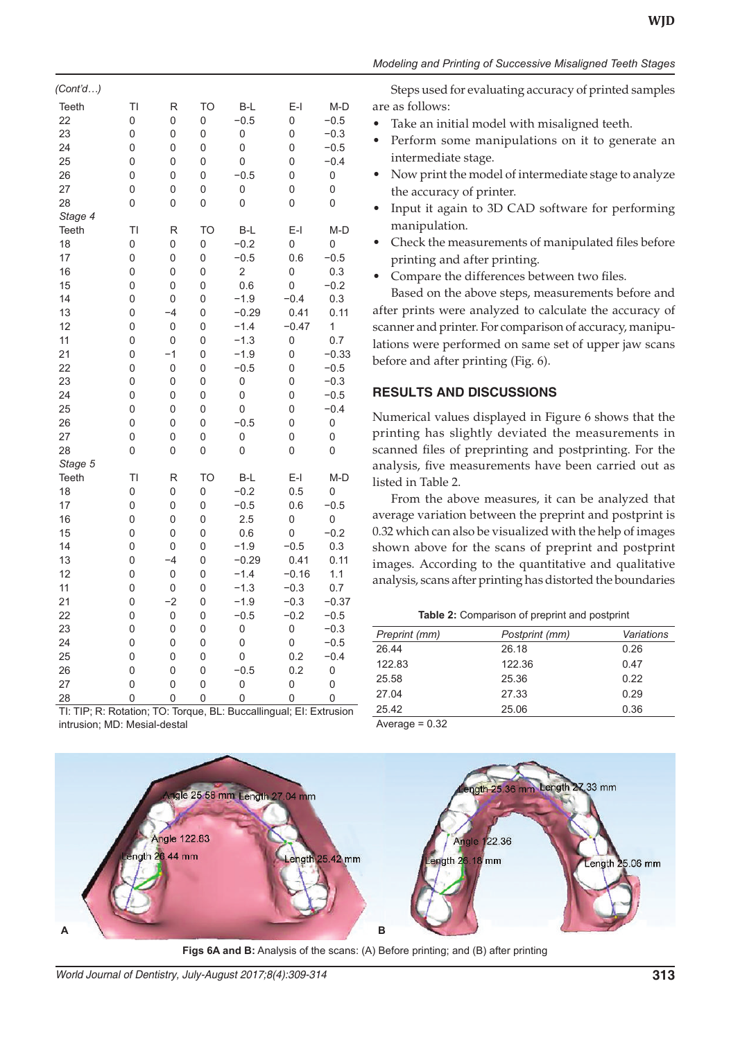*(Cont'd…)*

| Teeth | TI | R | TO | B-L | E-I | M-D |
|---|---|---|---|---|---|---|
| 22 | 0 | 0 | 0 | −0.5 | 0 | −0.5 |
| 23 | 0 | 0 | 0 | 0 | 0 | −0.3 |
| 24 | 0 | 0 | 0 | 0 | 0 | −0.5 |
| 25 | 0 | 0 | 0 | 0 | 0 | −0.4 |
| 26 | 0 | 0 | 0 | −0.5 | 0 | 0 |
| 27 | 0 | 0 | 0 | 0 | 0 | 0 |
| 28 | 0 | 0 | 0 | 0 | 0 | 0 |
| *Stage 4* | | | | | | |
| Teeth | TI | R | TO | B-L | E-I | M-D |
| 18 | 0 | 0 | 0 | −0.2 | 0 | 0 |
| 17 | 0 | 0 | 0 | −0.5 | 0.6 | −0.5 |
| 16 | 0 | 0 | 0 | 2 | 0 | 0.3 |
| 15 | 0 | 0 | 0 | 0.6 | 0 | −0.2 |
| 14 | 0 | 0 | 0 | −1.9 | −0.4 | 0.3 |
| 13 | 0 | −4 | 0 | −0.29 | 0.41 | 0.11 |
| 12 | 0 | 0 | 0 | −1.4 | −0.47 | 1 |
| 11 | 0 | 0 | 0 | −1.3 | 0 | 0.7 |
| 21 | 0 | −1 | 0 | −1.9 | 0 | −0.33 |
| 22 | 0 | 0 | 0 | −0.5 | 0 | −0.5 |
| 23 | 0 | 0 | 0 | 0 | 0 | −0.3 |
| 24 | 0 | 0 | 0 | 0 | 0 | −0.5 |
| 25 | 0 | 0 | 0 | 0 | 0 | −0.4 |
| 26 | 0 | 0 | 0 | −0.5 | 0 | 0 |
| 27 | 0 | 0 | 0 | 0 | 0 | 0 |
| 28 | 0 | 0 | 0 | 0 | 0 | 0 |
| *Stage 5* | | | | | | |
| Teeth | TI | R | TO | B-L | E-I | M-D |
| 18 | 0 | 0 | 0 | −0.2 | 0.5 | 0 |
| 17 | 0 | 0 | 0 | −0.5 | 0.6 | −0.5 |
| 16 | 0 | 0 | 0 | 2.5 | 0 | 0 |
| 15 | 0 | 0 | 0 | 0.6 | 0 | −0.2 |
| 14 | 0 | 0 | 0 | −1.9 | −0.5 | 0.3 |
| 13 | 0 | −4 | 0 | −0.29 | 0.41 | 0.11 |
| 12 | 0 | 0 | 0 | −1.4 | −0.16 | 1.1 |
| 11 | 0 | 0 | 0 | −1.3 | −0.3 | 0.7 |
| 21 | 0 | −2 | 0 | −1.9 | −0.3 | −0.37 |
| 22 | 0 | 0 | 0 | −0.5 | −0.2 | −0.5 |
| 23 | 0 | 0 | 0 | 0 | 0 | −0.3 |
| 24 | 0 | 0 | 0 | 0 | 0 | −0.5 |
| 25 | 0 | 0 | 0 | 0 | 0.2 | −0.4 |
| 26 | 0 | 0 | 0 | −0.5 | 0.2 | 0 |
| 27 | 0 | 0 | 0 | 0 | 0 | 0 |
| 28 | 0 | 0 | 0 | 0 | 0 | 0 |

TI: TIP; R: Rotation; TO: Torque, BL: Buccallingual; EI: Extrusion intrusion; MD: Mesial-destal

Steps used for evaluating accuracy of printed samples are as follows:

- Take an initial model with misaligned teeth.
- Perform some manipulations on it to generate an intermediate stage.
- Now print the model of intermediate stage to analyze the accuracy of printer.
- Input it again to 3D CAD software for performing manipulation.
- Check the measurements of manipulated files before printing and after printing.
- Compare the differences between two files.

Based on the above steps, measurements before and after prints were analyzed to calculate the accuracy of scanner and printer. For comparison of accuracy, manipulations were performed on same set of upper jaw scans before and after printing (Fig. 6).

## RESULTS AND DISCUSSIONS

Numerical values displayed in Figure 6 shows that the printing has slightly deviated the measurements in scanned files of preprinting and postprinting. For the analysis, five measurements have been carried out as listed in Table 2.

From the above measures, it can be analyzed that average variation between the preprint and postprint is 0.32 which can also be visualized with the help of images shown above for the scans of preprint and postprint images. According to the quantitative and qualitative analysis, scans after printing has distorted the boundaries

**Table 2:** Comparison of preprint and postprint

| *Preprint (mm)* | *Postprint (mm)* | *Variations* |
|---|---|---|
| 26.44 | 26.18 | 0.26 |
| 122.83 | 122.36 | 0.47 |
| 25.58 | 25.36 | 0.22 |
| 27.04 | 27.33 | 0.29 |
| 25.42 | 25.06 | 0.36 |

Average = 0.32

**Figs 6A and B:** Analysis of the scans: (A) Before printing; and (B) after printing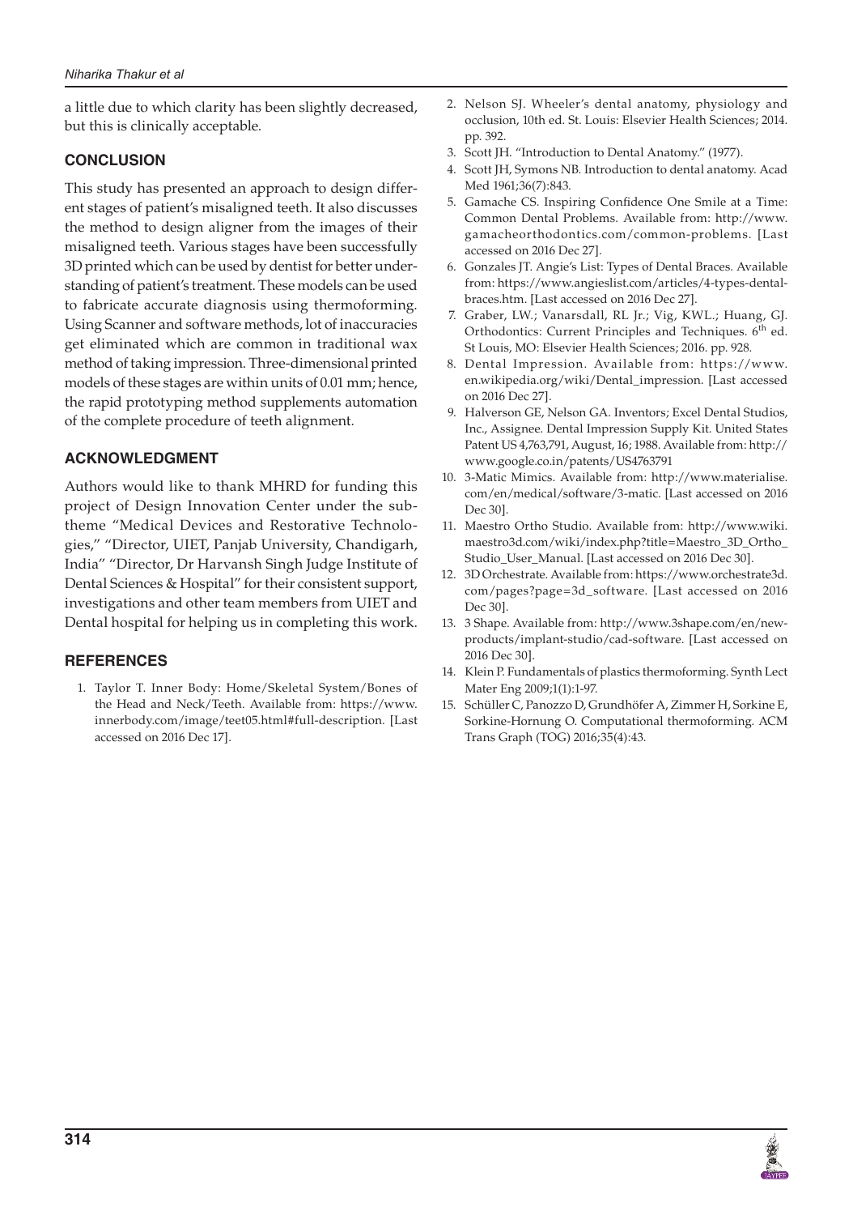a little due to which clarity has been slightly decreased, but this is clinically acceptable.

## CONCLUSION

This study has presented an approach to design different stages of patient's misaligned teeth. It also discusses the method to design aligner from the images of their misaligned teeth. Various stages have been successfully 3D printed which can be used by dentist for better understanding of patient's treatment. These models can be used to fabricate accurate diagnosis using thermoforming. Using Scanner and software methods, lot of inaccuracies get eliminated which are common in traditional wax method of taking impression. Three-dimensional printed models of these stages are within units of 0.01 mm; hence, the rapid prototyping method supplements automation of the complete procedure of teeth alignment.

## ACKNOWLEDGMENT

Authors would like to thank MHRD for funding this project of Design Innovation Center under the subtheme "Medical Devices and Restorative Technologies," "Director, UIET, Panjab University, Chandigarh, India" "Director, Dr Harvansh Singh Judge Institute of Dental Sciences & Hospital" for their consistent support, investigations and other team members from UIET and Dental hospital for helping us in completing this work.

## REFERENCES

1. Taylor T. Inner Body: Home/Skeletal System/Bones of the Head and Neck/Teeth. Available from: https://www.innerbody.com/image/teet05.html#full-description. [Last accessed on 2016 Dec 17].
2. Nelson SJ. Wheeler's dental anatomy, physiology and occlusion, 10th ed. St. Louis: Elsevier Health Sciences; 2014. pp. 392.
3. Scott JH. "Introduction to Dental Anatomy." (1977).
4. Scott JH, Symons NB. Introduction to dental anatomy. Acad Med 1961;36(7):843.
5. Gamache CS. Inspiring Confidence One Smile at a Time: Common Dental Problems. Available from: http://www.gamacheorthodontics.com/common-problems. [Last accessed on 2016 Dec 27].
6. Gonzales JT. Angie's List: Types of Dental Braces. Available from: https://www.angieslist.com/articles/4-types-dental-braces.htm. [Last accessed on 2016 Dec 27].
7. Graber, LW.; Vanarsdall, RL Jr.; Vig, KWL.; Huang, GJ. Orthodontics: Current Principles and Techniques. 6th ed. St Louis, MO: Elsevier Health Sciences; 2016. pp. 928.
8. Dental Impression. Available from: https://www.en.wikipedia.org/wiki/Dental_impression. [Last accessed on 2016 Dec 27].
9. Halverson GE, Nelson GA. Inventors; Excel Dental Studios, Inc., Assignee. Dental Impression Supply Kit. United States Patent US 4,763,791, August, 16; 1988. Available from: http://www.google.co.in/patents/US4763791
10. 3-Matic Mimics. Available from: http://www.materialise.com/en/medical/software/3-matic. [Last accessed on 2016 Dec 30].
11. Maestro Ortho Studio. Available from: http://www.wiki.maestro3d.com/wiki/index.php?title=Maestro_3D_Ortho_Studio_User_Manual. [Last accessed on 2016 Dec 30].
12. 3D Orchestrate. Available from: https://www.orchestrate3d.com/pages?page=3d_software. [Last accessed on 2016 Dec 30].
13. 3 Shape. Available from: http://www.3shape.com/en/new-products/implant-studio/cad-software. [Last accessed on 2016 Dec 30].
14. Klein P. Fundamentals of plastics thermoforming. Synth Lect Mater Eng 2009;1(1):1-97.
15. Schüller C, Panozzo D, Grundhöfer A, Zimmer H, Sorkine E, Sorkine-Hornung O. Computational thermoforming. ACM Trans Graph (TOG) 2016;35(4):43.